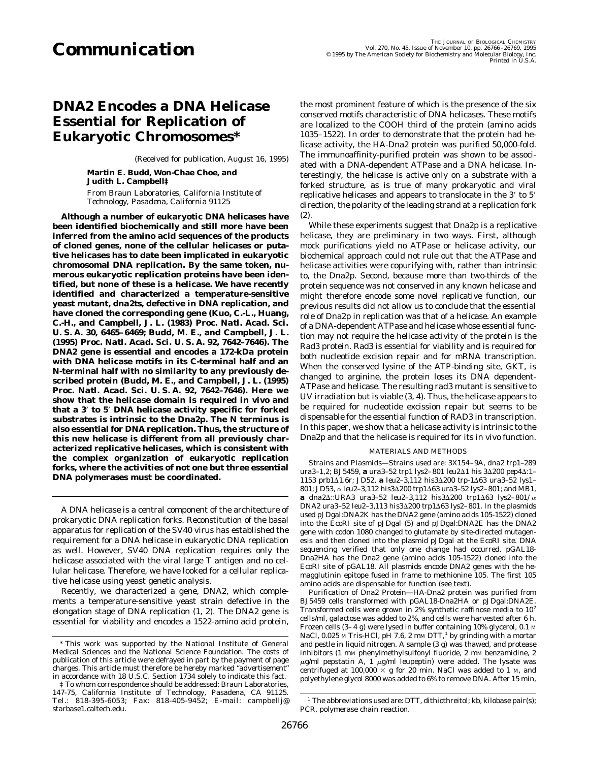# Communication

# DNA2 Encodes a DNA Helicase Essential for Replication of Eukaryotic Chromosomes*

(Received for publication, August 16, 1995)

**Martin E. Budd, Won-Chae Choe, and Judith L. Campbell‡**

From Braun Laboratories, California Institute of Technology, Pasadena, California 91125

**Although a number of eukaryotic DNA helicases have been identified biochemically and still more have been inferred from the amino acid sequences of the products of cloned genes, none of the cellular helicases or putative helicases has to date been implicated in eukaryotic chromosomal DNA replication. By the same token, numerous eukaryotic replication proteins have been identified, but none of these is a helicase. We have recently identified and characterized a temperature-sensitive yeast mutant, dna2ts, defective in DNA replication, and have cloned the corresponding gene (Kuo, C.-L., Huang, C.-H., and Campbell, J. L. (1983) Proc. Natl. Acad. Sci. U. S. A. 30, 6465–6469; Budd, M. E., and Campbell, J. L. (1995) Proc. Natl. Acad. Sci. U. S. A. 92, 7642–7646). The DNA2 gene is essential and encodes a 172-kDa protein with DNA helicase motifs in its C-terminal half and an N-terminal half with no similarity to any previously described protein (Budd, M. E., and Campbell, J. L. (1995) Proc. Natl. Acad. Sci. U. S. A. 92, 7642–7646). Here we show that the helicase domain is required in vivo and that a 3′ to 5′ DNA helicase activity specific for forked substrates is intrinsic to the Dna2p. The N terminus is also essential for DNA replication. Thus, the structure of this new helicase is different from all previously characterized replicative helicases, which is consistent with the complex organization of eukaryotic replication forks, where the activities of not one but three essential DNA polymerases must be coordinated.**

A DNA helicase is a central component of the architecture of prokaryotic DNA replication forks. Reconstitution of the basal apparatus for replication of the SV40 virus has established the requirement for a DNA helicase in eukaryotic DNA replication as well. However, SV40 DNA replication requires only the helicase associated with the viral large T antigen and no cellular helicase. Therefore, we have looked for a cellular replicative helicase using yeast genetic analysis.

Recently, we characterized a gene, DNA2, which complements a temperature-sensitive yeast strain defective in the elongation stage of DNA replication (1, 2). The DNA2 gene is essential for viability and encodes a 1522-amino acid protein, the most prominent feature of which is the presence of the six conserved motifs characteristic of DNA helicases. These motifs are localized to the COOH third of the protein (amino acids 1035–1522). In order to demonstrate that the protein had helicase activity, the HA-Dna2 protein was purified 50,000-fold. The immunoaffinity-purified protein was shown to be associated with a DNA-dependent ATPase and a DNA helicase. Interestingly, the helicase is active only on a substrate with a forked structure, as is true of many prokaryotic and viral replicative helicases and appears to translocate in the 3′ to 5′ direction, the polarity of the leading strand at a replication fork (2).

While these experiments suggest that Dna2p is a replicative helicase, they are preliminary in two ways. First, although mock purifications yield no ATPase or helicase activity, our biochemical approach could not rule out that the ATPase and helicase activities were copurifying with, rather than intrinsic to, the Dna2p. Second, because more than two-thirds of the protein sequence was not conserved in any known helicase and might therefore encode some novel replicative function, our previous results did not allow us to conclude that the essential role of Dna2p in replication was that of a helicase. An example of a DNA-dependent ATPase and helicase whose essential function may not require the helicase activity of the protein is the Rad3 protein. Rad3 is essential for viability and is required for both nucleotide excision repair and for mRNA transcription. When the conserved lysine of the ATP-binding site, GKT, is changed to arginine, the protein loses its DNA dependent-ATPase and helicase. The resulting rad3 mutant is sensitive to UV irradiation but is viable (3, 4). Thus, the helicase appears to be required for nucleotide excission repair but seems to be dispensable for the essential function of RAD3 in transcription. In this paper, we show that a helicase activity is intrinsic to the Dna2p and that the helicase is required for its in vivo function.

## MATERIALS AND METHODS

*Strains and Plasmids*—Strains used are: 3X154–9A, dna2 trp1–289 ura3–1,2; BJ5459, **a** ura3–52 trp1 lys2–801 leu2Δ1 his3Δ200 pep4Δ:1–1153 prb1Δ1.6r; JD52, **a** leu2–3,112 his3Δ200 trp-1Δ63 ura3–52 lys1–801; JD53, α leu2–3,112 his3Δ200 trp1Δ63 ura3–52 lys2–801; and MB1, **a** dna2Δ::URA3 ura3–52 leu2–3,112 his3Δ200 trp1Δ63 lys2–801/α DNA2 ura3–52 leu2–3,113 his3Δ200 trp1Δ63 lys2–801. In the plasmids used pJDgal:DNA2K has the DNA2 gene (amino acids 105-1522) cloned into the EcoRI site of pJDgal (5) and pJDgal:DNA2E has the DNA2 gene with codon 1080 changed to glutamate by site-directed mutagenesis and then cloned into the plasmid pJDgal at the EcoRI site. DNA sequencing verified that only one change had occurred. pGAL18-Dna2HA has the Dna2 gene (amino acids 105-1522) cloned into the EcoRI site of pGAL18. All plasmids encode DNA2 genes with the hemagglutinin epitope fused in frame to methionine 105. The first 105 amino acids are dispensable for function (see text).

*Purification of Dna2 Protein*—HA-Dna2 protein was purified from BJ5459 cells transformed with pGAL18-Dna2HA or pJDgal:DNA2E. Transformed cells were grown in 2% synthetic raffinose media to $10^7$ cells/ml, galactose was added to 2%, and cells were harvested after 6 h. Frozen cells (3–4 g) were lysed in buffer containing 10% glycerol, 0.1 M NaCl, 0.025 M Tris-HCl, pH 7.6, 2 mM DTT,[1] by grinding with a mortar and pestle in liquid nitrogen. A sample (3 g) was thawed, and protease inhibitors (1 mM phenylmethylsulfonyl fluoride, 2 mM benzamidine, 2 μg/ml pepstatin A, 1 μg/ml leupeptin) were added. The lysate was centrifuged at 100,000 × g for 20 min. NaCl was added to 1 M, and polyethylene glycol 8000 was added to 6% to remove DNA. After 15 min,

---

\* This work was supported by the National Institute of General Medical Sciences and the National Science Foundation. The costs of publication of this article were defrayed in part by the payment of page charges. This article must therefore be hereby marked "advertisement" in accordance with 18 U.S.C. Section 1734 solely to indicate this fact.

‡ To whom correspondence should be addressed: Braun Laboratories, 147-75, California Institute of Technology, Pasadena, CA 91125. Tel.: 818-395-6053; Fax: 818-405-9452; E-mail: campbellj@starbase1.caltech.edu.

[1] The abbreviations used are: DTT, dithiothreitol; kb, kilobase pair(s); PCR, polymerase chain reaction.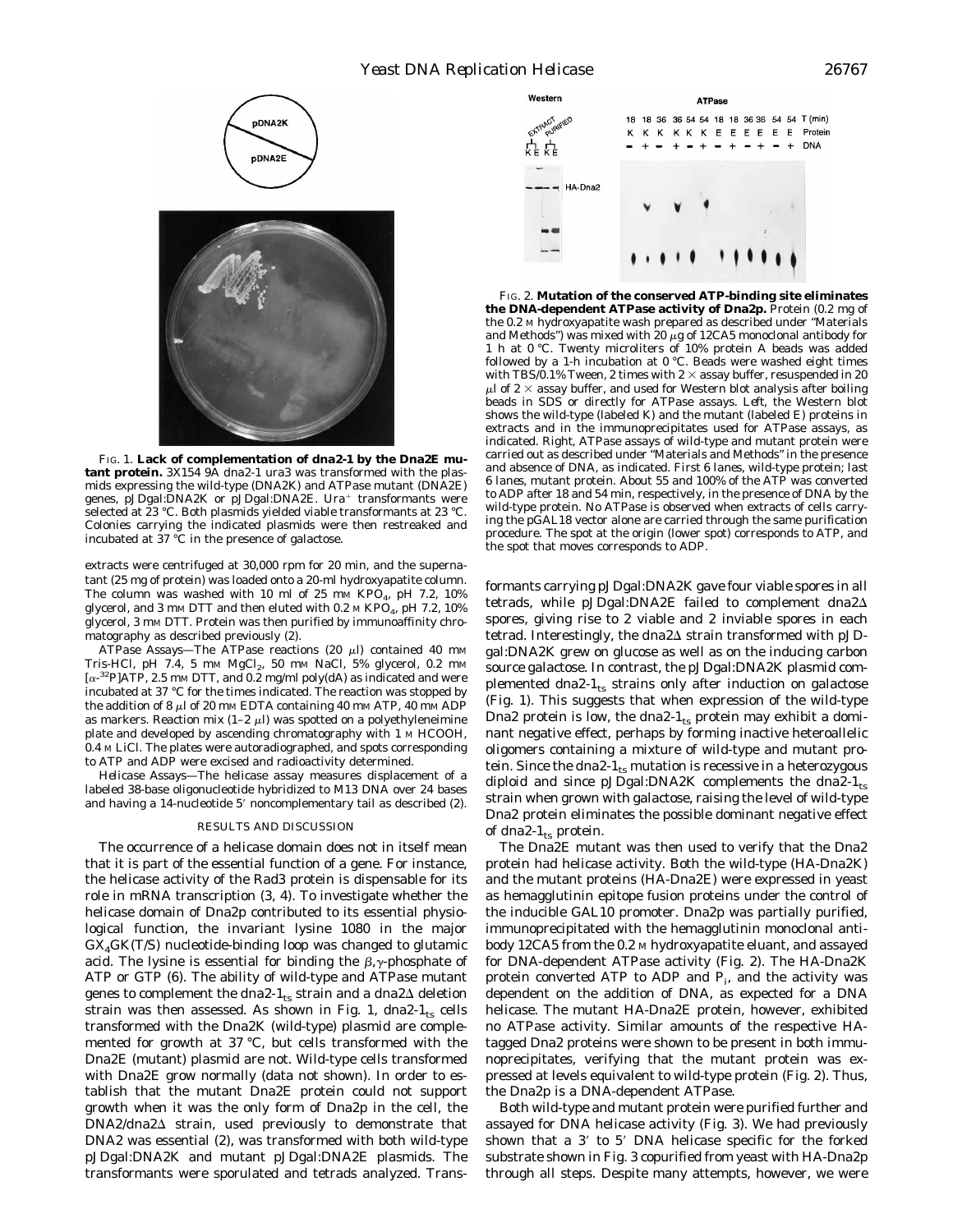FIG. 1. **Lack of complementation of dna2-1 by the Dna2E mutant protein.** 3X154 9A dna2-1 ura3 was transformed with the plasmids expressing the wild-type (DNA2K) and ATPase mutant (DNA2E) genes, pJDgal:DNA2K or pJDgal:DNA2E. $Ura^+$ transformants were selected at 23 °C. Both plasmids yielded viable transformants at 23 °C. Colonies carrying the indicated plasmids were then restreaked and incubated at 37 °C in the presence of galactose.

extracts were centrifuged at 30,000 rpm for 20 min, and the supernatant (25 mg of protein) was loaded onto a 20-ml hydroxyapatite column. The column was washed with 10 ml of 25 mM $KPO_4$, pH 7.2, 10% glycerol, and 3 mM DTT and then eluted with 0.2 M $KPO_4$, pH 7.2, 10% glycerol, 3 mM DTT. Protein was then purified by immunoaffinity chromatography as described previously (2).

*ATPase Assays*—The ATPase reactions (20 μl) contained 40 mM Tris-HCl, pH 7.4, 5 mM $MgCl_2$, 50 mM NaCl, 5% glycerol, 0.2 mM [$\alpha$-$^{32}$P]ATP, 2.5 mM DTT, and 0.2 mg/ml poly(dA) as indicated and were incubated at 37 °C for the times indicated. The reaction was stopped by the addition of 8 μl of 20 mM EDTA containing 40 mM ATP, 40 mM ADP as markers. Reaction mix (1–2 μl) was spotted on a polyethyleneimine plate and developed by ascending chromatography with 1 M HCOOH, 0.4 M LiCl. The plates were autoradiographed, and spots corresponding to ATP and ADP were excised and radioactivity determined.

*Helicase Assays*—The helicase assay measures displacement of a labeled 38-base oligonucleotide hybridized to M13 DNA over 24 bases and having a 14-nucleotide 5′ noncomplementary tail as described (2).

## RESULTS AND DISCUSSION

The occurrence of a helicase domain does not in itself mean that it is part of the essential function of a gene. For instance, the helicase activity of the Rad3 protein is dispensable for its role in mRNA transcription (3, 4). To investigate whether the helicase domain of Dna2p contributed to its essential physiological function, the invariant lysine 1080 in the major $GX_4GK(T/S)$ nucleotide-binding loop was changed to glutamic acid. The lysine is essential for binding the $\beta,\gamma$-phosphate of ATP or GTP (6). The ability of wild-type and ATPase mutant genes to complement the $dna2\text{-}1_{ts}$ strain and a dna2Δ deletion strain was then assessed. As shown in Fig. 1, $dna2\text{-}1_{ts}$ cells transformed with the Dna2K (wild-type) plasmid are complemented for growth at 37 °C, but cells transformed with the Dna2E (mutant) plasmid are not. Wild-type cells transformed with Dna2E grow normally (data not shown). In order to establish that the mutant Dna2E protein could not support growth when it was the only form of Dna2p in the cell, the DNA2/dna2Δ strain, used previously to demonstrate that DNA2 was essential (2), was transformed with both wild-type pJDgal:DNA2K and mutant pJDgal:DNA2E plasmids. The transformants were sporulated and tetrads analyzed. Transformants carrying pJDgal:DNA2K gave four viable spores in all tetrads, while pJDgal:DNA2E failed to complement dna2Δ spores, giving rise to 2 viable and 2 inviable spores in each tetrad. Interestingly, the dna2Δ strain transformed with pJDgal:DNA2K grew on glucose as well as on the inducing carbon source galactose. In contrast, the pJDgal:DNA2K plasmid complemented $dna2\text{-}1_{ts}$ strains only after induction on galactose (Fig. 1). This suggests that when expression of the wild-type Dna2 protein is low, the $dna2\text{-}1_{ts}$ protein may exhibit a dominant negative effect, perhaps by forming inactive heteroallelic oligomers containing a mixture of wild-type and mutant protein. Since the $dna2\text{-}1_{ts}$ mutation is recessive in a heterozygous diploid and since pJDgal:DNA2K complements the $dna2\text{-}1_{ts}$ strain when grown with galactose, raising the level of wild-type Dna2 protein eliminates the possible dominant negative effect of $dna2\text{-}1_{ts}$ protein.

The Dna2E mutant was then used to verify that the Dna2 protein had helicase activity. Both the wild-type (HA-Dna2K) and the mutant proteins (HA-Dna2E) were expressed in yeast as hemagglutinin epitope fusion proteins under the control of the inducible GAL10 promoter. Dna2p was partially purified, immunoprecipitated with the hemagglutinin monoclonal antibody 12CA5 from the 0.2 M hydroxyapatite eluant, and assayed for DNA-dependent ATPase activity (Fig. 2). The HA-Dna2K protein converted ATP to ADP and $P_i$, and the activity was dependent on the addition of DNA, as expected for a DNA helicase. The mutant HA-Dna2E protein, however, exhibited no ATPase activity. Similar amounts of the respective HA-tagged Dna2 proteins were shown to be present in both immunoprecipitates, verifying that the mutant protein was expressed at levels equivalent to wild-type protein (Fig. 2). Thus, the Dna2p is a DNA-dependent ATPase.

Both wild-type and mutant protein were purified further and assayed for DNA helicase activity (Fig. 3). We had previously shown that a 3′ to 5′ DNA helicase specific for the forked substrate shown in Fig. 3 copurified from yeast with HA-Dna2p through all steps. Despite many attempts, however, we were

FIG. 2. **Mutation of the conserved ATP-binding site eliminates the DNA-dependent ATPase activity of Dna2p.** Protein (0.2 mg of the 0.2 M hydroxyapatite wash prepared as described under "Materials and Methods") was mixed with 20 μg of 12CA5 monoclonal antibody for 1 h at 0 °C. Twenty microliters of 10% protein A beads was added followed by a 1-h incubation at 0 °C. Beads were washed eight times with TBS/0.1% Tween, 2 times with 2 × assay buffer, resuspended in 20 μl of 2 × assay buffer, and used for Western blot analysis after boiling beads in SDS or directly for ATPase assays. *Left*, the Western blot shows the wild-type (labeled *K*) and the mutant (labeled *E*) proteins in extracts and in the immunoprecipitates used for ATPase assays, as indicated. *Right*, ATPase assays of wild-type and mutant protein were carried out as described under "Materials and Methods" in the presence and absence of DNA, as indicated. First 6 lanes, wild-type protein; last 6 lanes, mutant protein. About 55 and 100% of the ATP was converted to ADP after 18 and 54 min, respectively, in the presence of DNA by the wild-type protein. No ATPase is observed when extracts of cells carrying the pGAL18 vector alone are carried through the same purification procedure. The spot at the origin (lower spot) corresponds to ATP, and the spot that moves corresponds to ADP.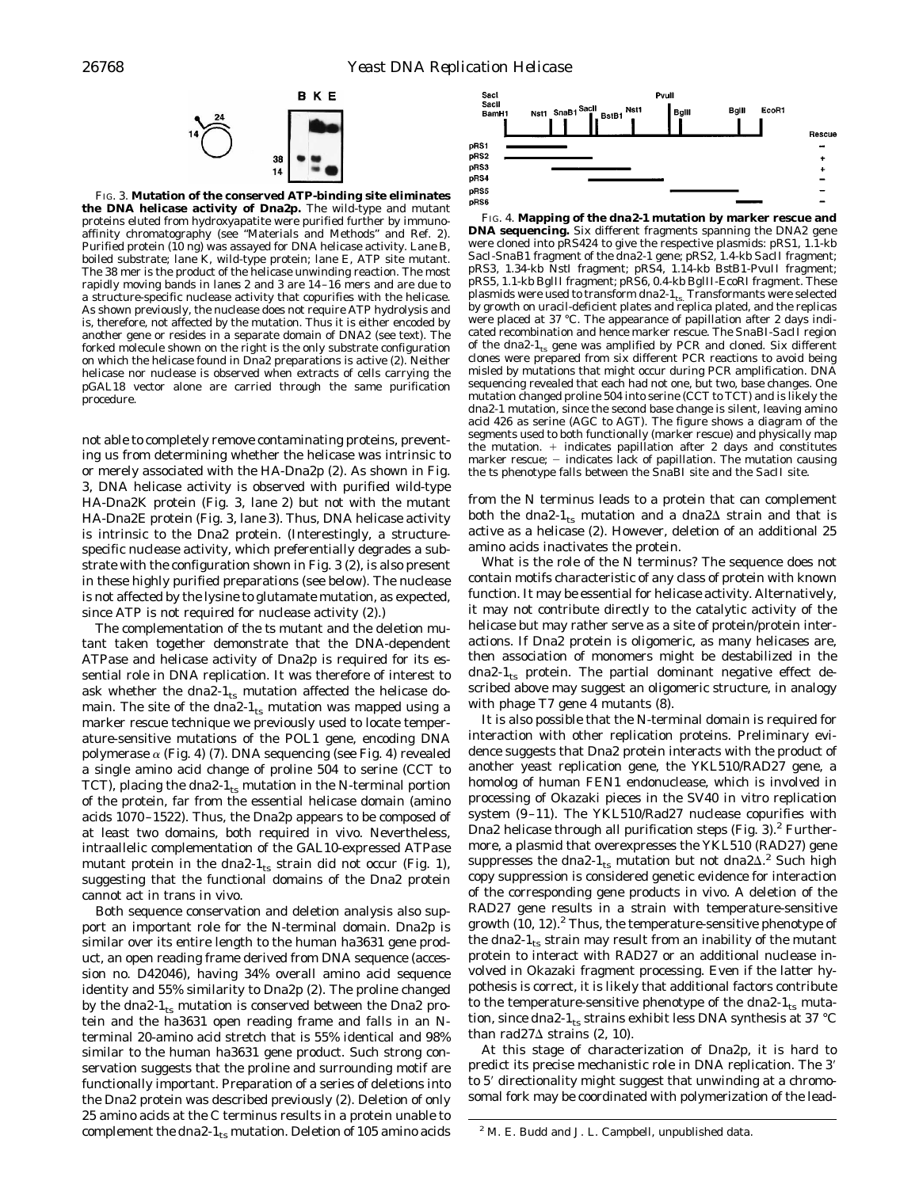FIG. 3. **Mutation of the conserved ATP-binding site eliminates the DNA helicase activity of Dna2p.** The wild-type and mutant proteins eluted from hydroxyapatite were purified further by immunoaffinity chromatography (see "Materials and Methods" and Ref. 2). Purified protein (10 ng) was assayed for DNA helicase activity. Lane B, boiled substrate; lane K, wild-type protein; lane E, ATP site mutant. The 38 mer is the product of the helicase unwinding reaction. The most rapidly moving bands in lanes 2 and 3 are 14–16 mers and are due to a structure-specific nuclease activity that copurifies with the helicase. As shown previously, the nuclease does not require ATP hydrolysis and is, therefore, not affected by the mutation. Thus it is either encoded by another gene or resides in a separate domain of DNA2 (see text). The forked molecule shown on the right is the only substrate configuration on which the helicase found in Dna2 preparations is active (2). Neither helicase nor nuclease is observed when extracts of cells carrying the pGAL18 vector alone are carried through the same purification procedure.

not able to completely remove contaminating proteins, preventing us from determining whether the helicase was intrinsic to or merely associated with the HA-Dna2p (2). As shown in Fig. 3, DNA helicase activity is observed with purified wild-type HA-Dna2K protein (Fig. 3, lane 2) but not with the mutant HA-Dna2E protein (Fig. 3, lane 3). Thus, DNA helicase activity is intrinsic to the Dna2 protein. (Interestingly, a structure-specific nuclease activity, which preferentially degrades a substrate with the configuration shown in Fig. 3 (2), is also present in these highly purified preparations (see below). The nuclease is not affected by the lysine to glutamate mutation, as expected, since ATP is not required for nuclease activity (2).)

The complementation of the ts mutant and the deletion mutant taken together demonstrate that the DNA-dependent ATPase and helicase activity of Dna2p is required for its essential role in DNA replication. It was therefore of interest to ask whether the $dna2\text{-}1_{ts}$ mutation affected the helicase domain. The site of the $dna2\text{-}1_{ts}$ mutation was mapped using a marker rescue technique we previously used to locate temperature-sensitive mutations of the POL1 gene, encoding DNA polymerase $\alpha$ (Fig. 4) (7). DNA sequencing (see Fig. 4) revealed a single amino acid change of proline 504 to serine (CCT to TCT), placing the $dna2\text{-}1_{ts}$ mutation in the N-terminal portion of the protein, far from the essential helicase domain (amino acids 1070–1522). Thus, the Dna2p appears to be composed of at least two domains, both required in vivo. Nevertheless, intraallelic complementation of the GAL10-expressed ATPase mutant protein in the $dna2\text{-}1_{ts}$ strain did not occur (Fig. 1), suggesting that the functional domains of the Dna2 protein cannot act in trans in vivo.

Both sequence conservation and deletion analysis also support an important role for the N-terminal domain. Dna2p is similar over its entire length to the human ha3631 gene product, an open reading frame derived from DNA sequence (accession no. D42046), having 34% overall amino acid sequence identity and 55% similarity to Dna2p (2). The proline changed by the $dna2\text{-}1_{ts}$ mutation is conserved between the Dna2 protein and the ha3631 open reading frame and falls in an N-terminal 20-amino acid stretch that is 55% identical and 98% similar to the human ha3631 gene product. Such strong conservation suggests that the proline and surrounding motif are functionally important. Preparation of a series of deletions into the Dna2 protein was described previously (2). Deletion of only 25 amino acids at the C terminus results in a protein unable to complement the $dna2\text{-}1_{ts}$ mutation. Deletion of 105 amino acids from the N terminus leads to a protein that can complement both the $dna2\text{-}1_{ts}$ mutation and a $dna2\Delta$ strain and that is active as a helicase (2). However, deletion of an additional 25 amino acids inactivates the protein.

FIG. 4. **Mapping of the dna2-1 mutation by marker rescue and DNA sequencing.** Six different fragments spanning the DNA2 gene were cloned into pRS424 to give the respective plasmids: pRS1, 1.1-kb SacI-SnaB1 fragment of the dna2-1 gene; pRS2, 1.4-kb SacII fragment; pRS3, 1.34-kb NstI fragment; pRS4, 1.14-kb BstB1-PvuII fragment; pRS5, 1.1-kb BglII fragment; pRS6, 0.4-kb BglII-EcoRI fragment. These plasmids were used to transform $dna2\text{-}1_{ts}$. Transformants were selected by growth on uracil-deficient plates and replica plated, and the replicas were placed at 37 °C. The appearance of papillation after 2 days indicated recombination and hence marker rescue. The SnaBI-SacII region of the $dna2\text{-}1_{ts}$ gene was amplified by PCR and cloned. Six different clones were prepared from six different PCR reactions to avoid being misled by mutations that might occur during PCR amplification. DNA sequencing revealed that each had not one, but two, base changes. One mutation changed proline 504 into serine (CCT to TCT) and is likely the dna2-1 mutation, since the second base change is silent, leaving amino acid 426 as serine (AGC to AGT). The figure shows a diagram of the segments used to both functionally (marker rescue) and physically map the mutation. + indicates papillation after 2 days and constitutes marker rescue; − indicates lack of papillation. The mutation causing the ts phenotype falls between the SnaBI site and the SacII site.

What is the role of the N terminus? The sequence does not contain motifs characteristic of any class of protein with known function. It may be essential for helicase activity. Alternatively, it may not contribute directly to the catalytic activity of the helicase but may rather serve as a site of protein/protein interactions. If Dna2 protein is oligomeric, as many helicases are, then association of monomers might be destabilized in the $dna2\text{-}1_{ts}$ protein. The partial dominant negative effect described above may suggest an oligomeric structure, in analogy with phage T7 gene 4 mutants (8).

It is also possible that the N-terminal domain is required for interaction with other replication proteins. Preliminary evidence suggests that Dna2 protein interacts with the product of another yeast replication gene, the YKL510/RAD27 gene, a homolog of human FEN1 endonuclease, which is involved in processing of Okazaki pieces in the SV40 in vitro replication system (9–11). The YKL510/Rad27 nuclease copurifies with Dna2 helicase through all purification steps (Fig. 3).[2] Furthermore, a plasmid that overexpresses the YKL510 (RAD27) gene suppresses the $dna2\text{-}1_{ts}$ mutation but not $dna2\Delta$.[2] Such high copy suppression is considered genetic evidence for interaction of the corresponding gene products in vivo. A deletion of the RAD27 gene results in a strain with temperature-sensitive growth (10, 12).[2] Thus, the temperature-sensitive phenotype of the $dna2\text{-}1_{ts}$ strain may result from an inability of the mutant protein to interact with RAD27 or an additional nuclease involved in Okazaki fragment processing. Even if the latter hypothesis is correct, it is likely that additional factors contribute to the temperature-sensitive phenotype of the $dna2\text{-}1_{ts}$ mutation, since $dna2\text{-}1_{ts}$ strains exhibit less DNA synthesis at 37 °C than $rad27\Delta$ strains (2, 10).

At this stage of characterization of Dna2p, it is hard to predict its precise mechanistic role in DNA replication. The 3′ to 5′ directionality might suggest that unwinding at a chromosomal fork may be coordinated with polymerization of the lead-

[2] M. E. Budd and J. L. Campbell, unpublished data.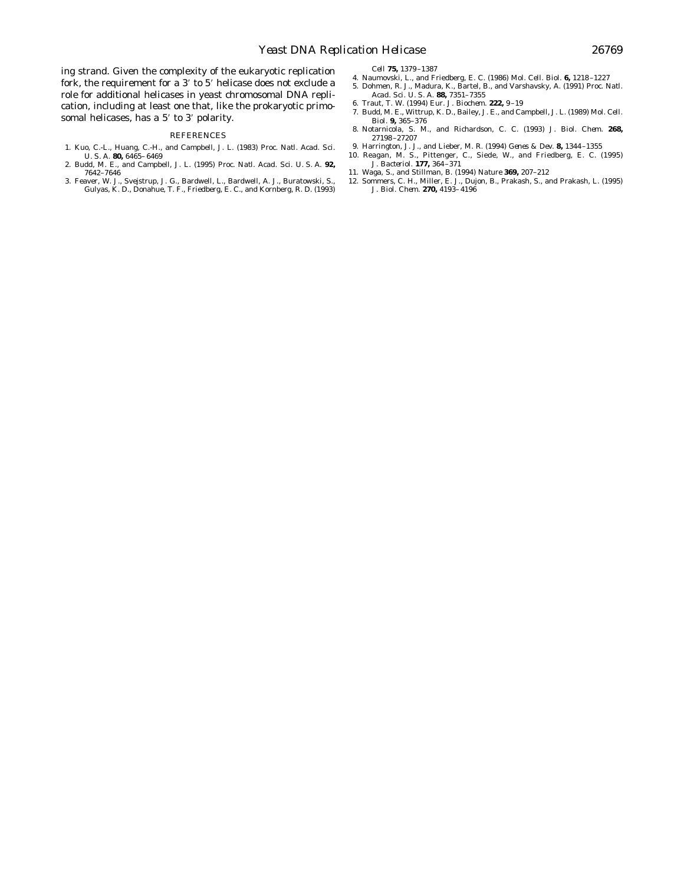ing strand. Given the complexity of the eukaryotic replication fork, the requirement for a 3′ to 5′ helicase does not exclude a role for additional helicases in yeast chromosomal DNA replication, including at least one that, like the prokaryotic primosomal helicases, has a 5′ to 3′ polarity.

## REFERENCES

1. Kuo, C.-L., Huang, C.-H., and Campbell, J. L. (1983) *Proc. Natl. Acad. Sci. U. S. A.* **80,** 6465–6469
2. Budd, M. E., and Campbell, J. L. (1995) *Proc. Natl. Acad. Sci. U. S. A.* **92,** 7642–7646
3. Feaver, W. J., Svejstrup, J. G., Bardwell, L., Bardwell, A. J., Buratowski, S., Gulyas, K. D., Donahue, T. F., Friedberg, E. C., and Kornberg, R. D. (1993) *Cell* **75,** 1379–1387
4. Naumovski, L., and Friedberg, E. C. (1986) *Mol. Cell. Biol.* **6,** 1218–1227
5. Dohmen, R. J., Madura, K., Bartel, B., and Varshavsky, A. (1991) *Proc. Natl. Acad. Sci. U. S. A.* **88,** 7351–7355
6. Traut, T. W. (1994) *Eur. J. Biochem.* **222,** 9–19
7. Budd, M. E., Wittrup, K. D., Bailey, J. E., and Campbell, J. L. (1989) *Mol. Cell. Biol.* **9,** 365–376
8. Notarnicola, S. M., and Richardson, C. C. (1993) *J. Biol. Chem.* **268,** 27198–27207
9. Harrington, J. J., and Lieber, M. R. (1994) *Genes & Dev.* **8,** 1344–1355
10. Reagan, M. S., Pittenger, C., Siede, W., and Friedberg, E. C. (1995) *J. Bacteriol.* **177,** 364–371
11. Waga, S., and Stillman, B. (1994) *Nature* **369,** 207–212
12. Sommers, C. H., Miller, E. J., Dujon, B., Prakash, S., and Prakash, L. (1995) *J. Biol. Chem.* **270,** 4193–4196